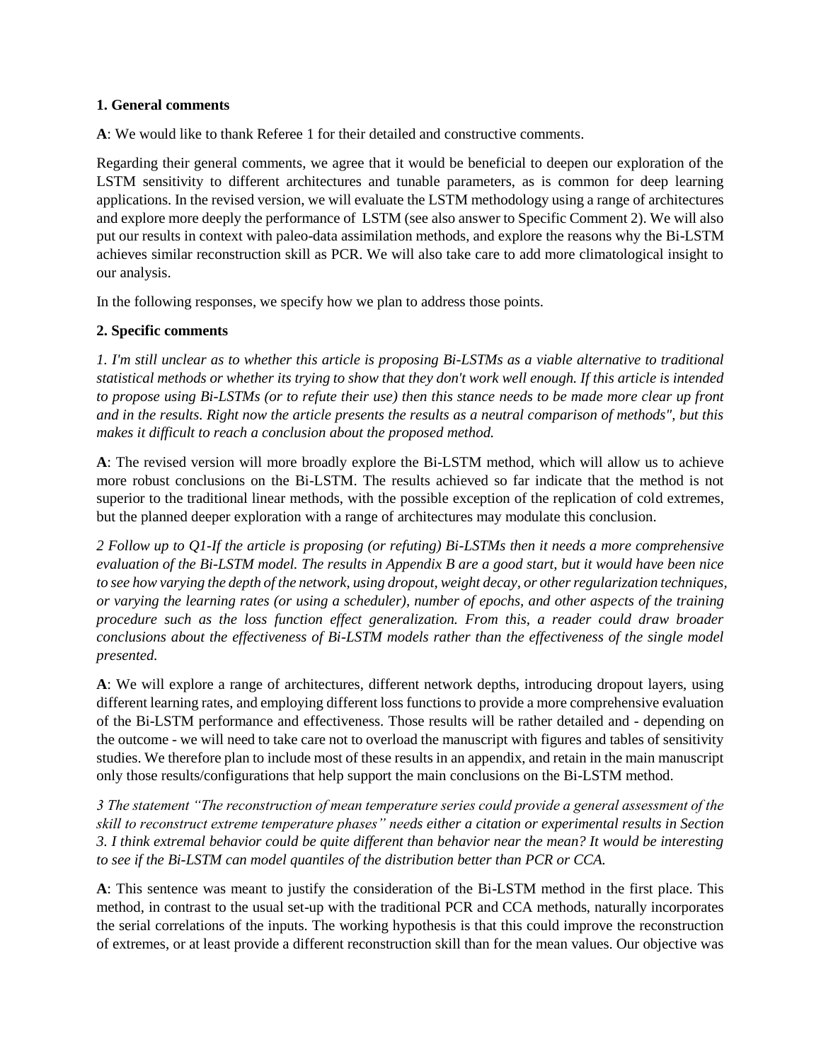**1. General comments**

**A**: We would like to thank Referee 1 for their detailed and constructive comments.

Regarding their general comments, we agree that it would be beneficial to deepen our exploration of the LSTM sensitivity to different architectures and tunable parameters, as is common for deep learning applications. In the revised version, we will evaluate the LSTM methodology using a range of architectures and explore more deeply the performance of LSTM (see also answer to Specific Comment 2). We will also put our results in context with paleo-data assimilation methods, and explore the reasons why the Bi-LSTM achieves similar reconstruction skill as PCR. We will also take care to add more climatological insight to our analysis.

In the following responses, we specify how we plan to address those points.

**2. Specific comments**

*1. I'm still unclear as to whether this article is proposing Bi-LSTMs as a viable alternative to traditional statistical methods or whether its trying to show that they don't work well enough. If this article is intended to propose using Bi-LSTMs (or to refute their use) then this stance needs to be made more clear up front and in the results. Right now the article presents the results as a neutral comparison of methods", but this makes it difficult to reach a conclusion about the proposed method.*

**A**: The revised version will more broadly explore the Bi-LSTM method, which will allow us to achieve more robust conclusions on the Bi-LSTM. The results achieved so far indicate that the method is not superior to the traditional linear methods, with the possible exception of the replication of cold extremes, but the planned deeper exploration with a range of architectures may modulate this conclusion.

*2 Follow up to Q1-If the article is proposing (or refuting) Bi-LSTMs then it needs a more comprehensive evaluation of the Bi-LSTM model. The results in Appendix B are a good start, but it would have been nice to see how varying the depth of the network, using dropout, weight decay, or other regularization techniques, or varying the learning rates (or using a scheduler), number of epochs, and other aspects of the training procedure such as the loss function effect generalization. From this, a reader could draw broader conclusions about the effectiveness of Bi-LSTM models rather than the effectiveness of the single model presented.*

**A**: We will explore a range of architectures, different network depths, introducing dropout layers, using different learning rates, and employing different loss functions to provide a more comprehensive evaluation of the Bi-LSTM performance and effectiveness. Those results will be rather detailed and - depending on the outcome - we will need to take care not to overload the manuscript with figures and tables of sensitivity studies. We therefore plan to include most of these results in an appendix, and retain in the main manuscript only those results/configurations that help support the main conclusions on the Bi-LSTM method.

*3 The statement "The reconstruction of mean temperature series could provide a general assessment of the skill to reconstruct extreme temperature phases" needs either a citation or experimental results in Section 3. I think extremal behavior could be quite different than behavior near the mean? It would be interesting to see if the Bi-LSTM can model quantiles of the distribution better than PCR or CCA.*

**A**: This sentence was meant to justify the consideration of the Bi-LSTM method in the first place. This method, in contrast to the usual set-up with the traditional PCR and CCA methods, naturally incorporates the serial correlations of the inputs. The working hypothesis is that this could improve the reconstruction of extremes, or at least provide a different reconstruction skill than for the mean values. Our objective was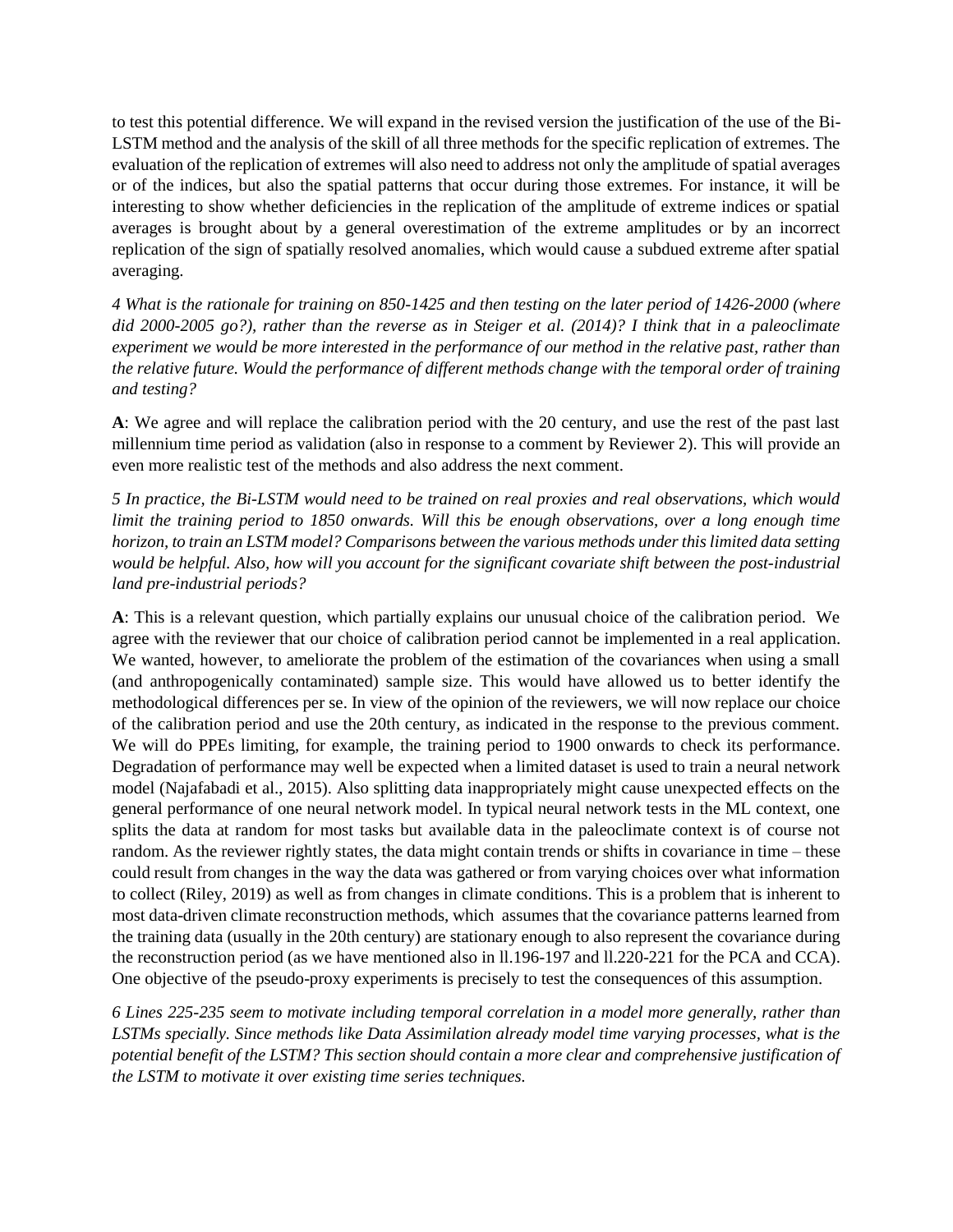to test this potential difference. We will expand in the revised version the justification of the use of the Bi-LSTM method and the analysis of the skill of all three methods for the specific replication of extremes. The evaluation of the replication of extremes will also need to address not only the amplitude of spatial averages or of the indices, but also the spatial patterns that occur during those extremes. For instance, it will be interesting to show whether deficiencies in the replication of the amplitude of extreme indices or spatial averages is brought about by a general overestimation of the extreme amplitudes or by an incorrect replication of the sign of spatially resolved anomalies, which would cause a subdued extreme after spatial averaging.

*4 What is the rationale for training on 850-1425 and then testing on the later period of 1426-2000 (where did 2000-2005 go?), rather than the reverse as in Steiger et al. (2014)? I think that in a paleoclimate experiment we would be more interested in the performance of our method in the relative past, rather than the relative future. Would the performance of different methods change with the temporal order of training and testing?*

**A**: We agree and will replace the calibration period with the 20 century, and use the rest of the past last millennium time period as validation (also in response to a comment by Reviewer 2). This will provide an even more realistic test of the methods and also address the next comment.

*5 In practice, the Bi-LSTM would need to be trained on real proxies and real observations, which would limit the training period to 1850 onwards. Will this be enough observations, over a long enough time horizon, to train an LSTM model? Comparisons between the various methods under this limited data setting would be helpful. Also, how will you account for the significant covariate shift between the post-industrial land pre-industrial periods?*

**A**: This is a relevant question, which partially explains our unusual choice of the calibration period. We agree with the reviewer that our choice of calibration period cannot be implemented in a real application. We wanted, however, to ameliorate the problem of the estimation of the covariances when using a small (and anthropogenically contaminated) sample size. This would have allowed us to better identify the methodological differences per se. In view of the opinion of the reviewers, we will now replace our choice of the calibration period and use the 20th century, as indicated in the response to the previous comment. We will do PPEs limiting, for example, the training period to 1900 onwards to check its performance. Degradation of performance may well be expected when a limited dataset is used to train a neural network model (Najafabadi et al., 2015). Also splitting data inappropriately might cause unexpected effects on the general performance of one neural network model. In typical neural network tests in the ML context, one splits the data at random for most tasks but available data in the paleoclimate context is of course not random. As the reviewer rightly states, the data might contain trends or shifts in covariance in time – these could result from changes in the way the data was gathered or from varying choices over what information to collect (Riley, 2019) as well as from changes in climate conditions. This is a problem that is inherent to most data-driven climate reconstruction methods, which assumes that the covariance patterns learned from the training data (usually in the 20th century) are stationary enough to also represent the covariance during the reconstruction period (as we have mentioned also in ll.196-197 and ll.220-221 for the PCA and CCA). One objective of the pseudo-proxy experiments is precisely to test the consequences of this assumption.

*6 Lines 225-235 seem to motivate including temporal correlation in a model more generally, rather than LSTMs specially. Since methods like Data Assimilation already model time varying processes, what is the potential benefit of the LSTM? This section should contain a more clear and comprehensive justification of the LSTM to motivate it over existing time series techniques.*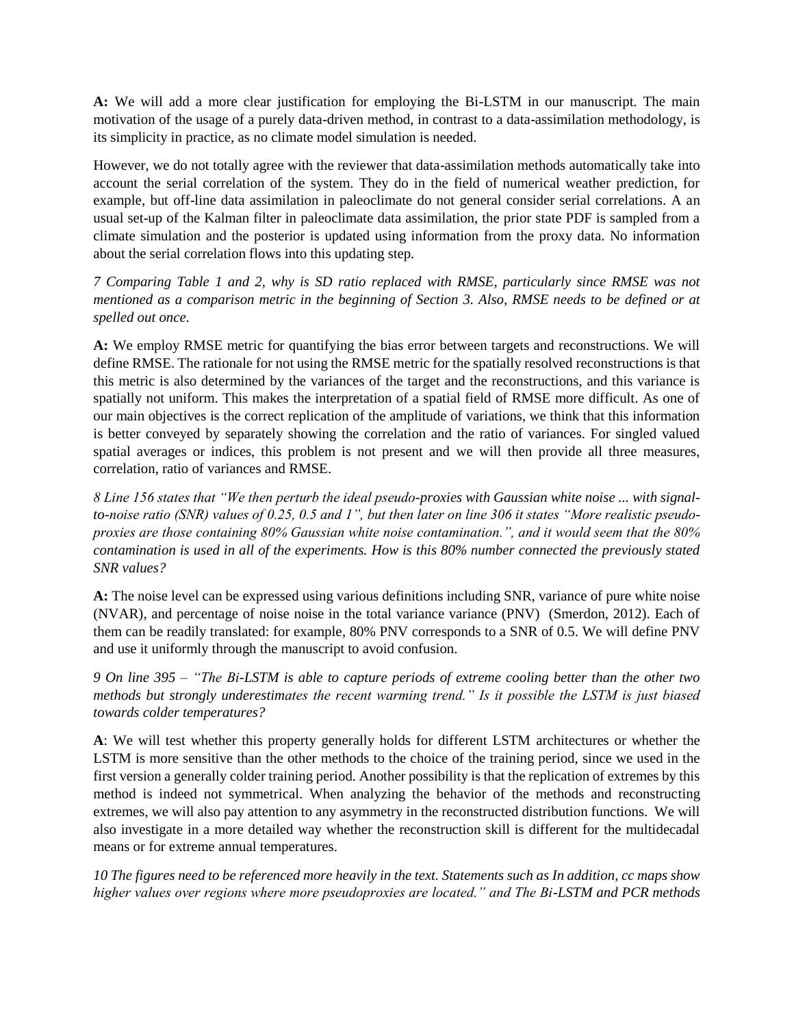**A:** We will add a more clear justification for employing the Bi-LSTM in our manuscript. The main motivation of the usage of a purely data-driven method, in contrast to a data-assimilation methodology, is its simplicity in practice, as no climate model simulation is needed.

However, we do not totally agree with the reviewer that data-assimilation methods automatically take into account the serial correlation of the system. They do in the field of numerical weather prediction, for example, but off-line data assimilation in paleoclimate do not general consider serial correlations. A an usual set-up of the Kalman filter in paleoclimate data assimilation, the prior state PDF is sampled from a climate simulation and the posterior is updated using information from the proxy data. No information about the serial correlation flows into this updating step.

*7 Comparing Table 1 and 2, why is SD ratio replaced with RMSE, particularly since RMSE was not mentioned as a comparison metric in the beginning of Section 3. Also, RMSE needs to be defined or at spelled out once.*

**A:** We employ RMSE metric for quantifying the bias error between targets and reconstructions. We will define RMSE. The rationale for not using the RMSE metric for the spatially resolved reconstructions is that this metric is also determined by the variances of the target and the reconstructions, and this variance is spatially not uniform. This makes the interpretation of a spatial field of RMSE more difficult. As one of our main objectives is the correct replication of the amplitude of variations, we think that this information is better conveyed by separately showing the correlation and the ratio of variances. For singled valued spatial averages or indices, this problem is not present and we will then provide all three measures, correlation, ratio of variances and RMSE.

*8 Line 156 states that "We then perturb the ideal pseudo-proxies with Gaussian white noise ... with signal-to-noise ratio (SNR) values of 0.25, 0.5 and 1", but then later on line 306 it states "More realistic pseudo-proxies are those containing 80% Gaussian white noise contamination.", and it would seem that the 80% contamination is used in all of the experiments. How is this 80% number connected the previously stated SNR values?*

**A:** The noise level can be expressed using various definitions including SNR, variance of pure white noise (NVAR), and percentage of noise noise in the total variance variance (PNV) (Smerdon, 2012). Each of them can be readily translated: for example, 80% PNV corresponds to a SNR of 0.5. We will define PNV and use it uniformly through the manuscript to avoid confusion.

*9 On line 395 – "The Bi-LSTM is able to capture periods of extreme cooling better than the other two methods but strongly underestimates the recent warming trend." Is it possible the LSTM is just biased towards colder temperatures?*

**A**: We will test whether this property generally holds for different LSTM architectures or whether the LSTM is more sensitive than the other methods to the choice of the training period, since we used in the first version a generally colder training period. Another possibility is that the replication of extremes by this method is indeed not symmetrical. When analyzing the behavior of the methods and reconstructing extremes, we will also pay attention to any asymmetry in the reconstructed distribution functions. We will also investigate in a more detailed way whether the reconstruction skill is different for the multidecadal means or for extreme annual temperatures.

*10 The figures need to be referenced more heavily in the text. Statements such as In addition, cc maps show higher values over regions where more pseudoproxies are located." and The Bi-LSTM and PCR methods*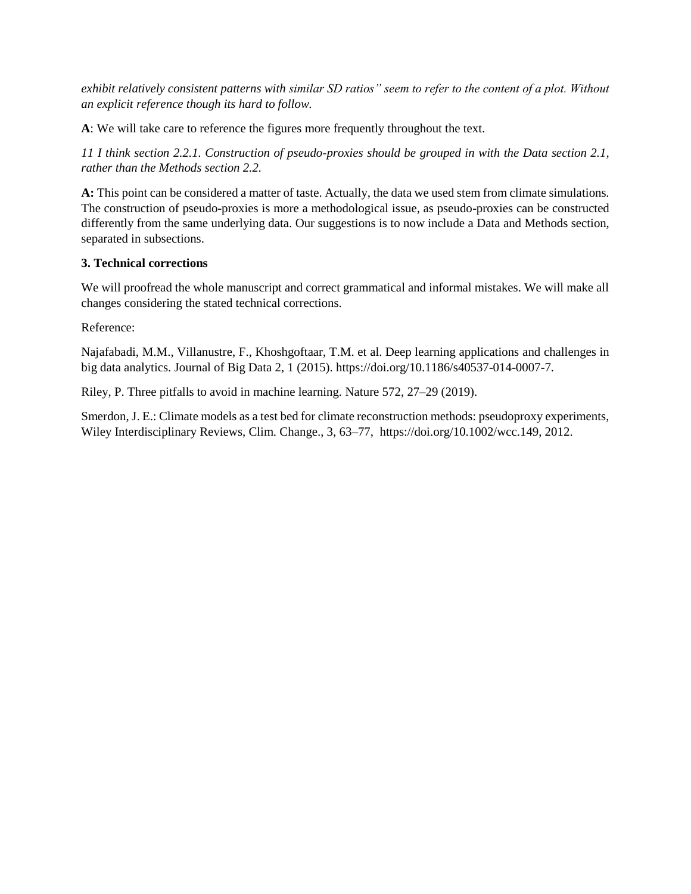*exhibit relatively consistent patterns with similar SD ratios" seem to refer to the content of a plot. Without an explicit reference though its hard to follow.*

**A**: We will take care to reference the figures more frequently throughout the text.

*11 I think section 2.2.1. Construction of pseudo-proxies should be grouped in with the Data section 2.1, rather than the Methods section 2.2.*

**A:** This point can be considered a matter of taste. Actually, the data we used stem from climate simulations. The construction of pseudo-proxies is more a methodological issue, as pseudo-proxies can be constructed differently from the same underlying data. Our suggestions is to now include a Data and Methods section, separated in subsections.

**3. Technical corrections**

We will proofread the whole manuscript and correct grammatical and informal mistakes. We will make all changes considering the stated technical corrections.

Reference:

Najafabadi, M.M., Villanustre, F., Khoshgoftaar, T.M. et al. Deep learning applications and challenges in big data analytics. Journal of Big Data 2, 1 (2015). https://doi.org/10.1186/s40537-014-0007-7.

Riley, P. Three pitfalls to avoid in machine learning. Nature 572, 27–29 (2019).

Smerdon, J. E.: Climate models as a test bed for climate reconstruction methods: pseudoproxy experiments, Wiley Interdisciplinary Reviews, Clim. Change., 3, 63–77, https://doi.org/10.1002/wcc.149, 2012.